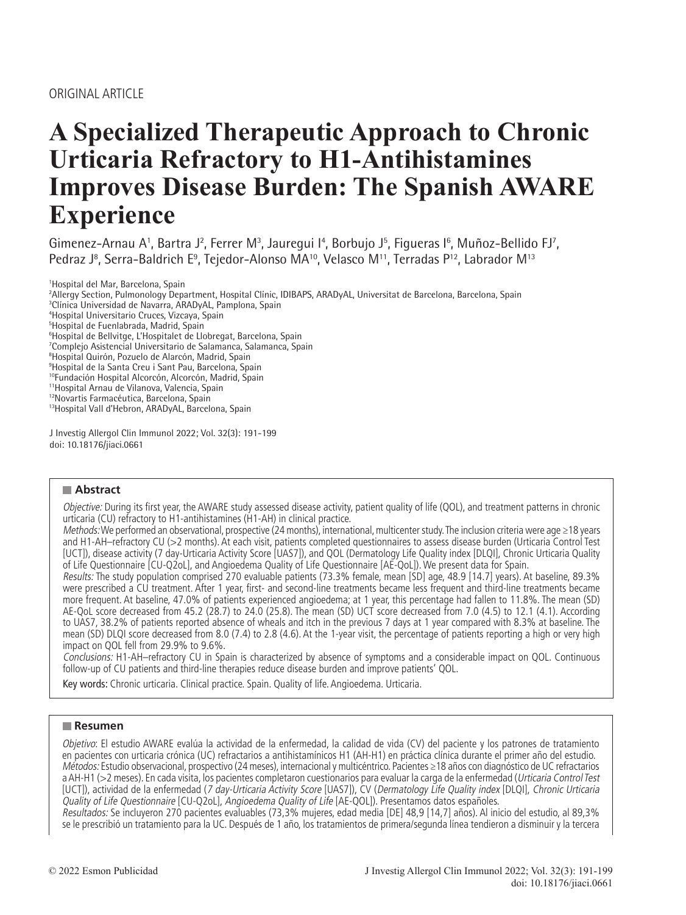ORIGINAL ARTICLE

# A Specialized Therapeutic Approach to Chronic Urticaria Refractory to H1-Antihistamines Improves Disease Burden: The Spanish AWARE Experience

Gimenez-Arnau A[1], Bartra J[2], Ferrer M[3], Jauregui I[4], Borbujo J[5], Figueras I[6], Muñoz-Bellido FJ[7], Pedraz J[8], Serra-Baldrich E[9], Tejedor-Alonso MA[10], Velasco M[11], Terradas P[12], Labrador M[13]

[1]Hospital del Mar, Barcelona, Spain
[2]Allergy Section, Pulmonology Department, Hospital Clínic, IDIBAPS, ARADyAL, Universitat de Barcelona, Barcelona, Spain
[3]Clínica Universidad de Navarra, ARADyAL, Pamplona, Spain
[4]Hospital Universitario Cruces, Vizcaya, Spain
[5]Hospital de Fuenlabrada, Madrid, Spain
[6]Hospital de Bellvitge, L'Hospitalet de Llobregat, Barcelona, Spain
[7]Complejo Asistencial Universitario de Salamanca, Salamanca, Spain
[8]Hospital Quirón, Pozuelo de Alarcón, Madrid, Spain
[9]Hospital de la Santa Creu i Sant Pau, Barcelona, Spain
[10]Fundación Hospital Alcorcón, Alcorcón, Madrid, Spain
[11]Hospital Arnau de Vilanova, Valencia, Spain
[12]Novartis Farmacéutica, Barcelona, Spain
[13]Hospital Vall d'Hebron, ARADyAL, Barcelona, Spain

J Investig Allergol Clin Immunol 2022; Vol. 32(3): 191-199
doi: 10.18176/jiaci.0661

## Abstract

*Objective:* During its first year, the AWARE study assessed disease activity, patient quality of life (QOL), and treatment patterns in chronic urticaria (CU) refractory to H1-antihistamines (H1-AH) in clinical practice.

*Methods:* We performed an observational, prospective (24 months), international, multicenter study. The inclusion criteria were age ≥18 years and H1-AH–refractory CU (>2 months). At each visit, patients completed questionnaires to assess disease burden (Urticaria Control Test [UCT]), disease activity (7 day-Urticaria Activity Score [UAS7]), and QOL (Dermatology Life Quality index [DLQI], Chronic Urticaria Quality of Life Questionnaire [CU-Q2oL], and Angioedema Quality of Life Questionnaire [AE-QoL]). We present data for Spain.

*Results:* The study population comprised 270 evaluable patients (73.3% female, mean [SD] age, 48.9 [14.7] years). At baseline, 89.3% were prescribed a CU treatment. After 1 year, first- and second-line treatments became less frequent and third-line treatments became more frequent. At baseline, 47.0% of patients experienced angioedema; at 1 year, this percentage had fallen to 11.8%. The mean (SD) AE-QoL score decreased from 45.2 (28.7) to 24.0 (25.8). The mean (SD) UCT score decreased from 7.0 (4.5) to 12.1 (4.1). According to UAS7, 38.2% of patients reported absence of wheals and itch in the previous 7 days at 1 year compared with 8.3% at baseline. The mean (SD) DLQI score decreased from 8.0 (7.4) to 2.8 (4.6). At the 1-year visit, the percentage of patients reporting a high or very high impact on QOL fell from 29.9% to 9.6%.

*Conclusions:* H1-AH–refractory CU in Spain is characterized by absence of symptoms and a considerable impact on QOL. Continuous follow-up of CU patients and third-line therapies reduce disease burden and improve patients' QOL.

**Key words:** Chronic urticaria. Clinical practice. Spain. Quality of life. Angioedema. Urticaria.

## Resumen

*Objetivo*: El estudio AWARE evalúa la actividad de la enfermedad, la calidad de vida (CV) del paciente y los patrones de tratamiento en pacientes con urticaria crónica (UC) refractarios a antihistamínicos H1 (AH-H1) en práctica clínica durante el primer año del estudio.

*Métodos:* Estudio observacional, prospectivo (24 meses), internacional y multicéntrico. Pacientes ≥18 años con diagnóstico de UC refractarios a AH-H1 (>2 meses). En cada visita, los pacientes completaron cuestionarios para evaluar la carga de la enfermedad (*Urticaria Control Test* [UCT]), actividad de la enfermedad (*7 day-Urticaria Activity Score* [UAS7]), CV (*Dermatology Life Quality index* [DLQI], *Chronic Urticaria Quality of Life Questionnaire* [CU-Q2oL], *Angioedema Quality of Life* [AE-QOL]). Presentamos datos españoles.

*Resultados:* Se incluyeron 270 pacientes evaluables (73,3% mujeres, edad media [DE] 48,9 [14,7] años). Al inicio del estudio, al 89,3% se le prescribió un tratamiento para la UC. Después de 1 año, los tratamientos de primera/segunda línea tendieron a disminuir y la tercera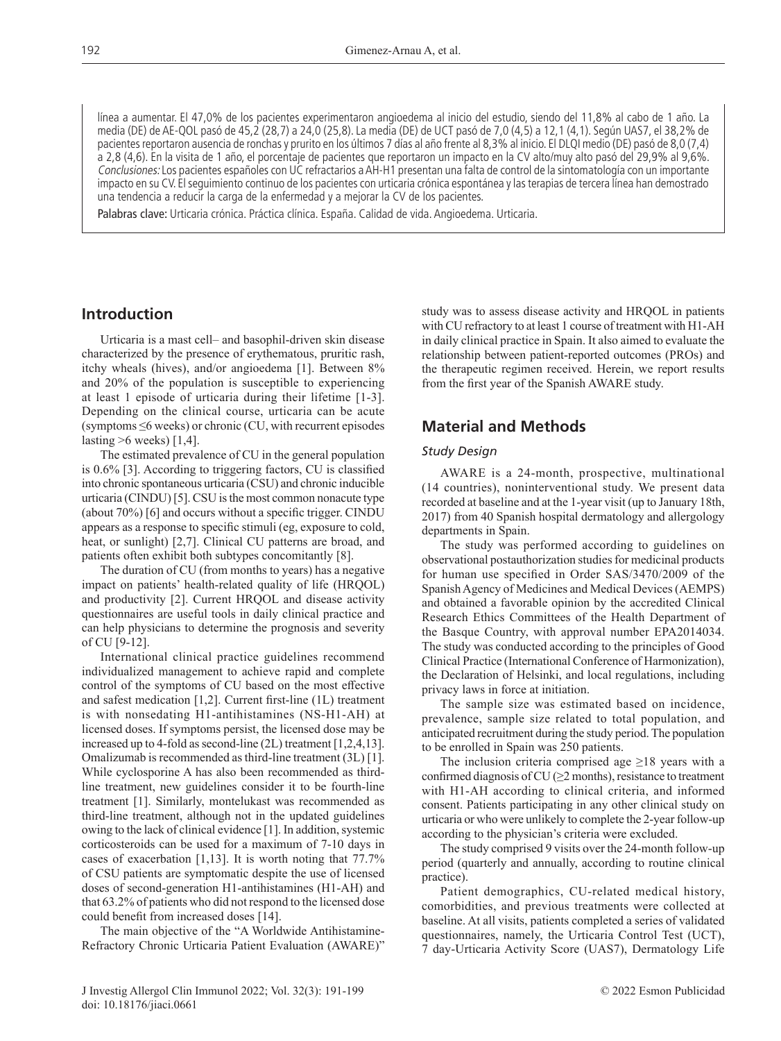línea a aumentar. El 47,0% de los pacientes experimentaron angioedema al inicio del estudio, siendo del 11,8% al cabo de 1 año. La media (DE) de AE-QOL pasó de 45,2 (28,7) a 24,0 (25,8). La media (DE) de UCT pasó de 7,0 (4,5) a 12,1 (4,1). Según UAS7, el 38,2% de pacientes reportaron ausencia de ronchas y prurito en los últimos 7 días al año frente al 8,3% al inicio. El DLQI medio (DE) pasó de 8,0 (7,4) a 2,8 (4,6). En la visita de 1 año, el porcentaje de pacientes que reportaron un impacto en la CV alto/muy alto pasó del 29,9% al 9,6%. *Conclusiones:* Los pacientes españoles con UC refractarios a AH-H1 presentan una falta de control de la sintomatología con un importante impacto en su CV. El seguimiento continuo de los pacientes con urticaria crónica espontánea y las terapias de tercera línea han demostrado una tendencia a reducir la carga de la enfermedad y a mejorar la CV de los pacientes.

**Palabras clave:** Urticaria crónica. Práctica clínica. España. Calidad de vida. Angioedema. Urticaria.

## Introduction

Urticaria is a mast cell– and basophil-driven skin disease characterized by the presence of erythematous, pruritic rash, itchy wheals (hives), and/or angioedema [1]. Between 8% and 20% of the population is susceptible to experiencing at least 1 episode of urticaria during their lifetime [1-3]. Depending on the clinical course, urticaria can be acute (symptoms ≤6 weeks) or chronic (CU, with recurrent episodes lasting >6 weeks) [1,4].

The estimated prevalence of CU in the general population is 0.6% [3]. According to triggering factors, CU is classified into chronic spontaneous urticaria (CSU) and chronic inducible urticaria (CINDU) [5]. CSU is the most common nonacute type (about 70%) [6] and occurs without a specific trigger. CINDU appears as a response to specific stimuli (eg, exposure to cold, heat, or sunlight) [2,7]. Clinical CU patterns are broad, and patients often exhibit both subtypes concomitantly [8].

The duration of CU (from months to years) has a negative impact on patients' health-related quality of life (HRQOL) and productivity [2]. Current HRQOL and disease activity questionnaires are useful tools in daily clinical practice and can help physicians to determine the prognosis and severity of CU [9-12].

International clinical practice guidelines recommend individualized management to achieve rapid and complete control of the symptoms of CU based on the most effective and safest medication [1,2]. Current first-line (1L) treatment is with nonsedating H1-antihistamines (NS-H1-AH) at licensed doses. If symptoms persist, the licensed dose may be increased up to 4-fold as second-line (2L) treatment [1,2,4,13]. Omalizumab is recommended as third-line treatment (3L) [1]. While cyclosporine A has also been recommended as third-line treatment, new guidelines consider it to be fourth-line treatment [1]. Similarly, montelukast was recommended as third-line treatment, although not in the updated guidelines owing to the lack of clinical evidence [1]. In addition, systemic corticosteroids can be used for a maximum of 7-10 days in cases of exacerbation [1,13]. It is worth noting that 77.7% of CSU patients are symptomatic despite the use of licensed doses of second-generation H1-antihistamines (H1-AH) and that 63.2% of patients who did not respond to the licensed dose could benefit from increased doses [14].

The main objective of the "A Worldwide Antihistamine-Refractory Chronic Urticaria Patient Evaluation (AWARE)" study was to assess disease activity and HRQOL in patients with CU refractory to at least 1 course of treatment with H1-AH in daily clinical practice in Spain. It also aimed to evaluate the relationship between patient-reported outcomes (PROs) and the therapeutic regimen received. Herein, we report results from the first year of the Spanish AWARE study.

## Material and Methods

### *Study Design*

AWARE is a 24-month, prospective, multinational (14 countries), noninterventional study. We present data recorded at baseline and at the 1-year visit (up to January 18th, 2017) from 40 Spanish hospital dermatology and allergology departments in Spain.

The study was performed according to guidelines on observational postauthorization studies for medicinal products for human use specified in Order SAS/3470/2009 of the Spanish Agency of Medicines and Medical Devices (AEMPS) and obtained a favorable opinion by the accredited Clinical Research Ethics Committees of the Health Department of the Basque Country, with approval number EPA2014034. The study was conducted according to the principles of Good Clinical Practice (International Conference of Harmonization), the Declaration of Helsinki, and local regulations, including privacy laws in force at initiation.

The sample size was estimated based on incidence, prevalence, sample size related to total population, and anticipated recruitment during the study period. The population to be enrolled in Spain was 250 patients.

The inclusion criteria comprised age ≥18 years with a confirmed diagnosis of CU (≥2 months), resistance to treatment with H1-AH according to clinical criteria, and informed consent. Patients participating in any other clinical study on urticaria or who were unlikely to complete the 2-year follow-up according to the physician's criteria were excluded.

The study comprised 9 visits over the 24-month follow-up period (quarterly and annually, according to routine clinical practice).

Patient demographics, CU-related medical history, comorbidities, and previous treatments were collected at baseline. At all visits, patients completed a series of validated questionnaires, namely, the Urticaria Control Test (UCT), 7 day-Urticaria Activity Score (UAS7), Dermatology Life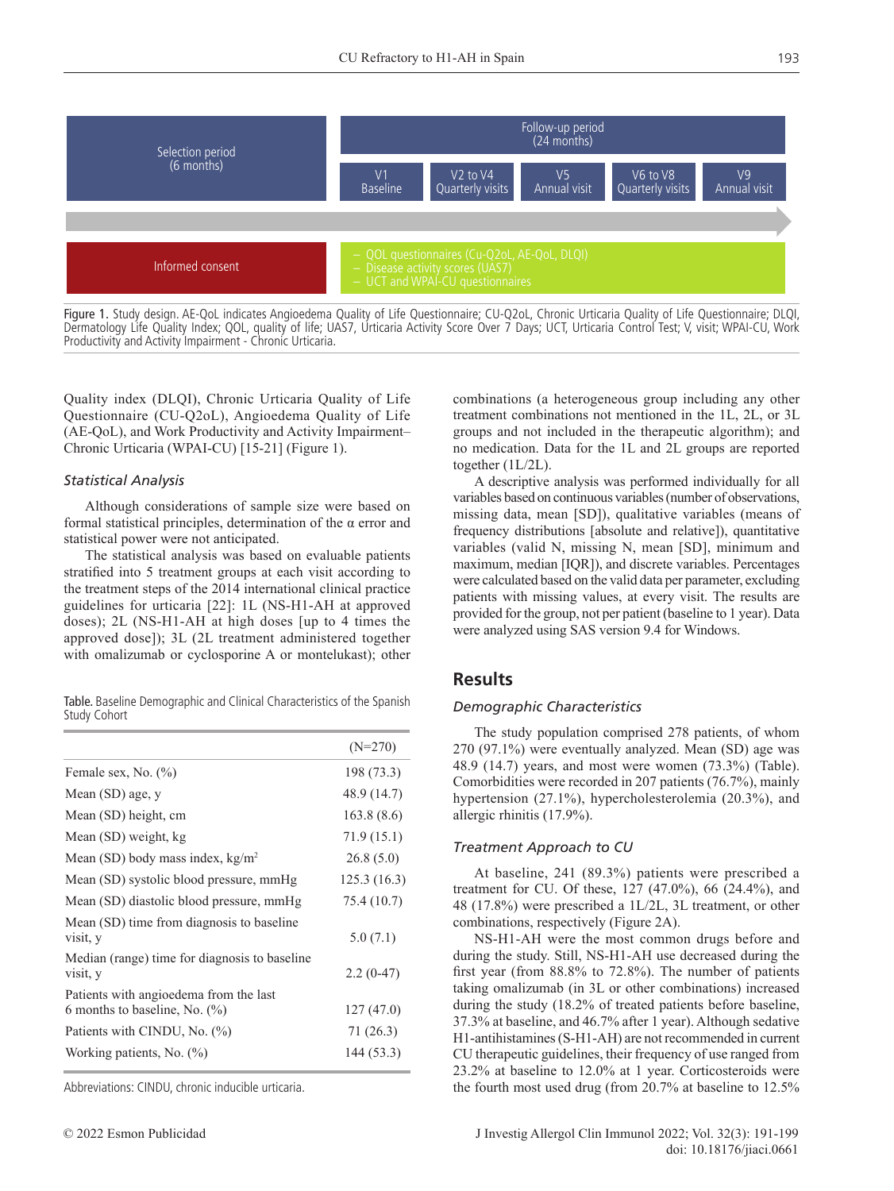Selection period
(6 months)

Follow-up period
(24 months)

V1
Baseline

V2 to V4
Quarterly visits

V5
Annual visit

V6 to V8
Quarterly visits

V9
Annual visit

Informed consent

– QOL questionnaires (CU-Q2oL, AE-QoL, DLQI)
– Disease activity scores (UAS7)
– UCT and WPAI-CU questionnaires

Figure 1. Study design. AE-QoL indicates Angioedema Quality of Life Questionnaire; CU-Q2oL, Chronic Urticaria Quality of Life Questionnaire; DLQI, Dermatology Life Quality Index; QOL, quality of life; UAS7, Urticaria Activity Score Over 7 Days; UCT, Urticaria Control Test; V, visit; WPAI-CU, Work Productivity and Activity Impairment - Chronic Urticaria.

Quality index (DLQI), Chronic Urticaria Quality of Life Questionnaire (CU-Q2oL), Angioedema Quality of Life (AE-QoL), and Work Productivity and Activity Impairment–Chronic Urticaria (WPAI-CU) [15-21] (Figure 1).

### *Statistical Analysis*

Although considerations of sample size were based on formal statistical principles, determination of the α error and statistical power were not anticipated.

The statistical analysis was based on evaluable patients stratified into 5 treatment groups at each visit according to the treatment steps of the 2014 international clinical practice guidelines for urticaria [22]: 1L (NS-H1-AH at approved doses); 2L (NS-H1-AH at high doses [up to 4 times the approved dose]); 3L (2L treatment administered together with omalizumab or cyclosporine A or montelukast); other combinations (a heterogeneous group including any other treatment combinations not mentioned in the 1L, 2L, or 3L groups and not included in the therapeutic algorithm); and no medication. Data for the 1L and 2L groups are reported together (1L/2L).

A descriptive analysis was performed individually for all variables based on continuous variables (number of observations, missing data, mean [SD]), qualitative variables (means of frequency distributions [absolute and relative]), quantitative variables (valid N, missing N, mean [SD], minimum and maximum, median [IQR]), and discrete variables. Percentages were calculated based on the valid data per parameter, excluding patients with missing values, at every visit. The results are provided for the group, not per patient (baseline to 1 year). Data were analyzed using SAS version 9.4 for Windows.

Table. Baseline Demographic and Clinical Characteristics of the Spanish Study Cohort

| | (N=270) |
|---|---|
| Female sex, No. (%) | 198 (73.3) |
| Mean (SD) age, y | 48.9 (14.7) |
| Mean (SD) height, cm | 163.8 (8.6) |
| Mean (SD) weight, kg | 71.9 (15.1) |
| Mean (SD) body mass index, kg/m$^2$ | 26.8 (5.0) |
| Mean (SD) systolic blood pressure, mmHg | 125.3 (16.3) |
| Mean (SD) diastolic blood pressure, mmHg | 75.4 (10.7) |
| Mean (SD) time from diagnosis to baseline visit, y | 5.0 (7.1) |
| Median (range) time for diagnosis to baseline visit, y | 2.2 (0-47) |
| Patients with angioedema from the last 6 months to baseline, No. (%) | 127 (47.0) |
| Patients with CINDU, No. (%) | 71 (26.3) |
| Working patients, No. (%) | 144 (53.3) |

Abbreviations: CINDU, chronic inducible urticaria.

## Results

### *Demographic Characteristics*

The study population comprised 278 patients, of whom 270 (97.1%) were eventually analyzed. Mean (SD) age was 48.9 (14.7) years, and most were women (73.3%) (Table). Comorbidities were recorded in 207 patients (76.7%), mainly hypertension (27.1%), hypercholesterolemia (20.3%), and allergic rhinitis (17.9%).

### *Treatment Approach to CU*

At baseline, 241 (89.3%) patients were prescribed a treatment for CU. Of these, 127 (47.0%), 66 (24.4%), and 48 (17.8%) were prescribed a 1L/2L, 3L treatment, or other combinations, respectively (Figure 2A).

NS-H1-AH were the most common drugs before and during the study. Still, NS-H1-AH use decreased during the first year (from 88.8% to 72.8%). The number of patients taking omalizumab (in 3L or other combinations) increased during the study (18.2% of treated patients before baseline, 37.3% at baseline, and 46.7% after 1 year). Although sedative H1-antihistamines (S-H1-AH) are not recommended in current CU therapeutic guidelines, their frequency of use ranged from 23.2% at baseline to 12.0% at 1 year. Corticosteroids were the fourth most used drug (from 20.7% at baseline to 12.5%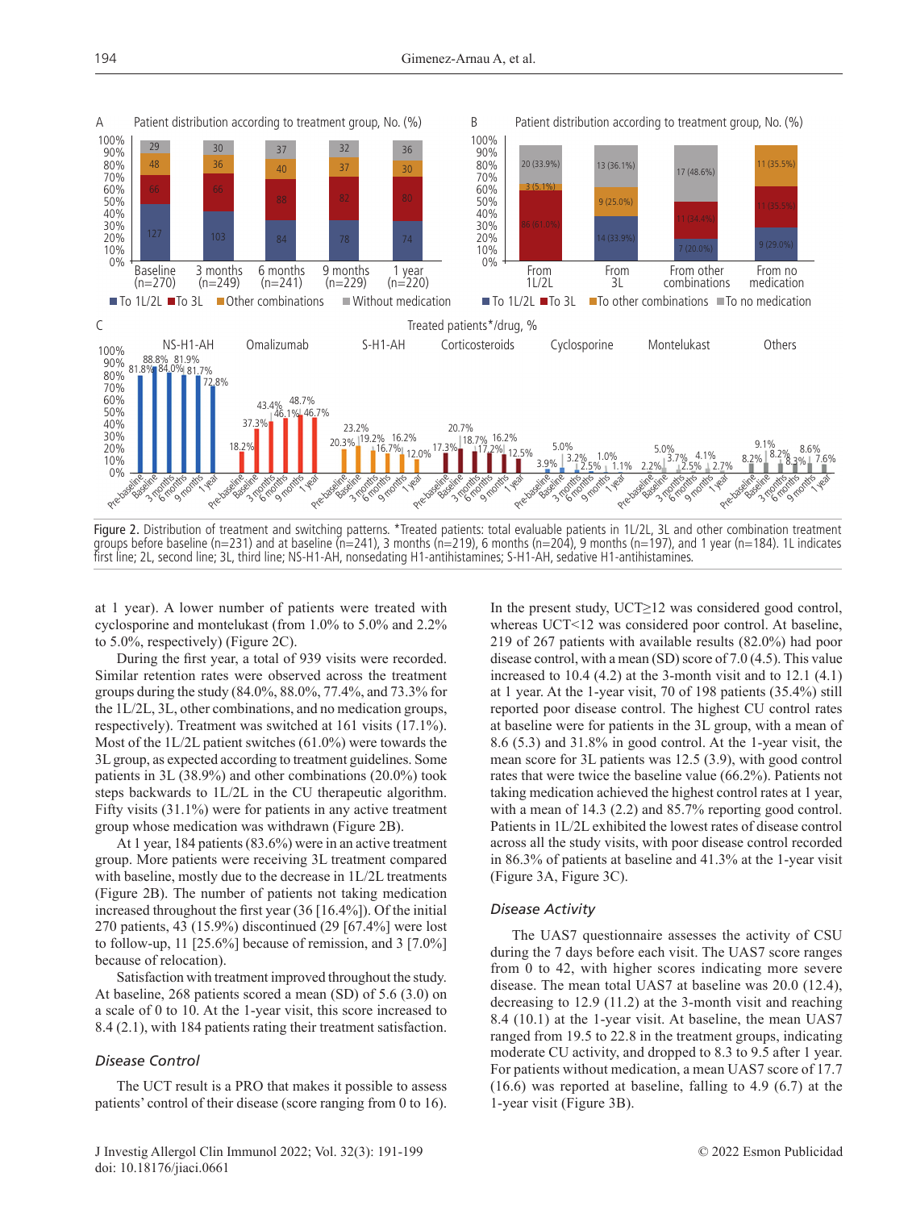Figure 2. Distribution of treatment and switching patterns. *Treated patients: total evaluable patients in 1L/2L, 3L and other combination treatment groups before baseline (n=231) and at baseline (n=241), 3 months (n=219), 6 months (n=204), 9 months (n=197), and 1 year (n=184). 1L indicates first line; 2L, second line; 3L, third line; NS-H1-AH, nonsedating H1-antihistamines; S-H1-AH, sedative H1-antihistamines.

at 1 year). A lower number of patients were treated with cyclosporine and montelukast (from 1.0% to 5.0% and 2.2% to 5.0%, respectively) (Figure 2C).

During the first year, a total of 939 visits were recorded. Similar retention rates were observed across the treatment groups during the study (84.0%, 88.0%, 77.4%, and 73.3% for the 1L/2L, 3L, other combinations, and no medication groups, respectively). Treatment was switched at 161 visits (17.1%). Most of the 1L/2L patient switches (61.0%) were towards the 3L group, as expected according to treatment guidelines. Some patients in 3L (38.9%) and other combinations (20.0%) took steps backwards to 1L/2L in the CU therapeutic algorithm. Fifty visits (31.1%) were for patients in any active treatment group whose medication was withdrawn (Figure 2B).

At 1 year, 184 patients (83.6%) were in an active treatment group. More patients were receiving 3L treatment compared with baseline, mostly due to the decrease in 1L/2L treatments (Figure 2B). The number of patients not taking medication increased throughout the first year (36 [16.4%]). Of the initial 270 patients, 43 (15.9%) discontinued (29 [67.4%] were lost to follow-up, 11 [25.6%] because of remission, and 3 [7.0%] because of relocation).

Satisfaction with treatment improved throughout the study. At baseline, 268 patients scored a mean (SD) of 5.6 (3.0) on a scale of 0 to 10. At the 1-year visit, this score increased to 8.4 (2.1), with 184 patients rating their treatment satisfaction.

### Disease Control

The UCT result is a PRO that makes it possible to assess patients' control of their disease (score ranging from 0 to 16). In the present study, UCT≥12 was considered good control, whereas UCT<12 was considered poor control. At baseline, 219 of 267 patients with available results (82.0%) had poor disease control, with a mean (SD) score of 7.0 (4.5). This value increased to 10.4 (4.2) at the 3-month visit and to 12.1 (4.1) at 1 year. At the 1-year visit, 70 of 198 patients (35.4%) still reported poor disease control. The highest CU control rates at baseline were for patients in the 3L group, with a mean of 8.6 (5.3) and 31.8% in good control. At the 1-year visit, the mean score for 3L patients was 12.5 (3.9), with good control rates that were twice the baseline value (66.2%). Patients not taking medication achieved the highest control rates at 1 year, with a mean of 14.3 (2.2) and 85.7% reporting good control. Patients in 1L/2L exhibited the lowest rates of disease control across all the study visits, with poor disease control recorded in 86.3% of patients at baseline and 41.3% at the 1-year visit (Figure 3A, Figure 3C).

### Disease Activity

The UAS7 questionnaire assesses the activity of CSU during the 7 days before each visit. The UAS7 score ranges from 0 to 42, with higher scores indicating more severe disease. The mean total UAS7 at baseline was 20.0 (12.4), decreasing to 12.9 (11.2) at the 3-month visit and reaching 8.4 (10.1) at the 1-year visit. At baseline, the mean UAS7 ranged from 19.5 to 22.8 in the treatment groups, indicating moderate CU activity, and dropped to 8.3 to 9.5 after 1 year. For patients without medication, a mean UAS7 score of 17.7 (16.6) was reported at baseline, falling to 4.9 (6.7) at the 1-year visit (Figure 3B).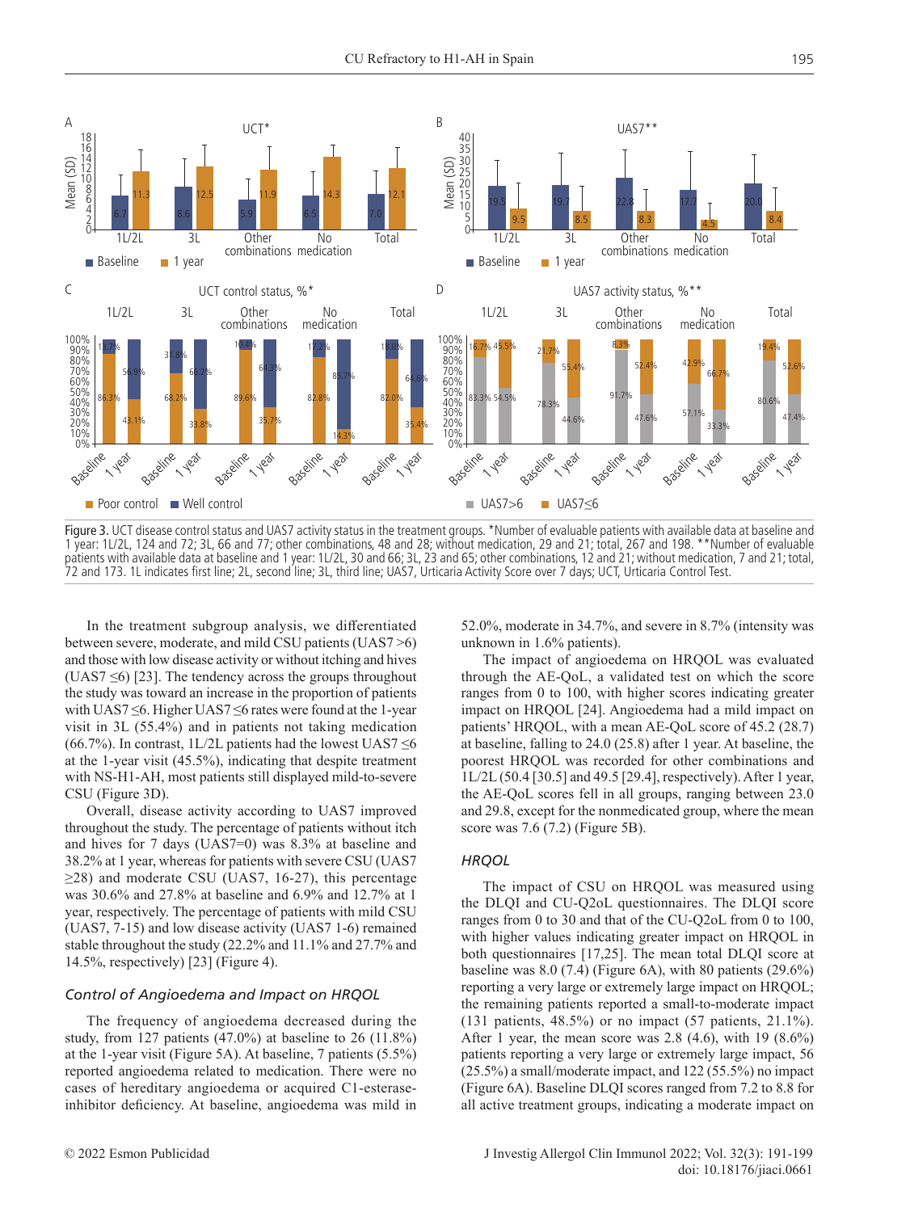Figure 3. UCT disease control status and UAS7 activity status in the treatment groups. *Number of evaluable patients with available data at baseline and 1 year: 1L/2L, 124 and 72; 3L, 66 and 77; other combinations, 48 and 28; without medication, 29 and 21; total, 267 and 198. **Number of evaluable patients with available data at baseline and 1 year: 1L/2L, 30 and 66; 3L, 23 and 65; other combinations, 12 and 21; without medication, 7 and 21; total, 72 and 173. 1L indicates first line; 2L, second line; 3L, third line; UAS7, Urticaria Activity Score over 7 days; UCT, Urticaria Control Test.

In the treatment subgroup analysis, we differentiated between severe, moderate, and mild CSU patients (UAS7 >6) and those with low disease activity or without itching and hives (UAS7 ≤6) [23]. The tendency across the groups throughout the study was toward an increase in the proportion of patients with UAS7 ≤6. Higher UAS7 ≤6 rates were found at the 1-year visit in 3L (55.4%) and in patients not taking medication (66.7%). In contrast, 1L/2L had the lowest UAS7 ≤6 at the 1-year visit (45.5%), indicating that despite treatment with NS-H1-AH, most patients still displayed mild-to-severe CSU (Figure 3D).

Overall, disease activity according to UAS7 improved throughout the study. The percentage of patients without itch and hives for 7 days (UAS7=0) was 8.3% at baseline and 38.2% at 1 year, whereas for patients with severe CSU (UAS7 ≥28) and moderate CSU (UAS7, 16-27), this percentage was 30.6% and 27.8% at baseline and 6.9% and 12.7% at 1 year, respectively. The percentage of patients with mild CSU (UAS7, 7-15) and low disease activity (UAS7 1-6) remained stable throughout the study (22.2% and 11.1% and 27.7% and 14.5%, respectively) [23] (Figure 4).

### *Control of Angioedema and Impact on HRQOL*

The frequency of angioedema decreased during the study, from 127 patients (47.0%) at baseline to 26 (11.8%) at the 1-year visit (Figure 5A). At baseline, 7 patients (5.5%) reported angioedema related to medication. There were no cases of hereditary angioedema or acquired C1-esterase-inhibitor deficiency. At baseline, angioedema was mild in 52.0%, moderate in 34.7%, and severe in 8.7% (intensity was unknown in 1.6% patients).

The impact of angioedema on HRQOL was evaluated through the AE-QoL, a validated test on which the score ranges from 0 to 100, with higher scores indicating greater impact on HRQOL [24]. Angioedema had a mild impact on patients' HRQOL, with a mean AE-QoL score of 45.2 (28.7) at baseline, falling to 24.0 (25.8) after 1 year. At baseline, the poorest HRQOL was recorded for other combinations and 1L/2L (50.4 [30.5] and 49.5 [29.4], respectively). After 1 year, the AE-QoL scores fell in all groups, ranging between 23.0 and 29.8, except for the nonmedicated group, where the mean score was 7.6 (7.2) (Figure 5B).

### *HRQOL*

The impact of CSU on HRQOL was measured using the DLQI and CU-Q2oL questionnaires. The DLQI score ranges from 0 to 30 and that of the CU-Q2oL from 0 to 100, with higher values indicating greater impact on HRQOL in both questionnaires [17,25]. The mean total DLQI score at baseline was 8.0 (7.4) (Figure 6A), with 80 patients (29.6%) reporting a very large or extremely large impact on HRQOL; the remaining patients reported a small-to-moderate impact (131 patients, 48.5%) or no impact (57 patients, 21.1%). After 1 year, the mean score was 2.8 (4.6), with 19 (8.6%) patients reporting a very large or extremely large impact, 56 (25.5%) a small/moderate impact, and 122 (55.5%) no impact (Figure 6A). Baseline DLQI scores ranged from 7.2 to 8.8 for all active treatment groups, indicating a moderate impact on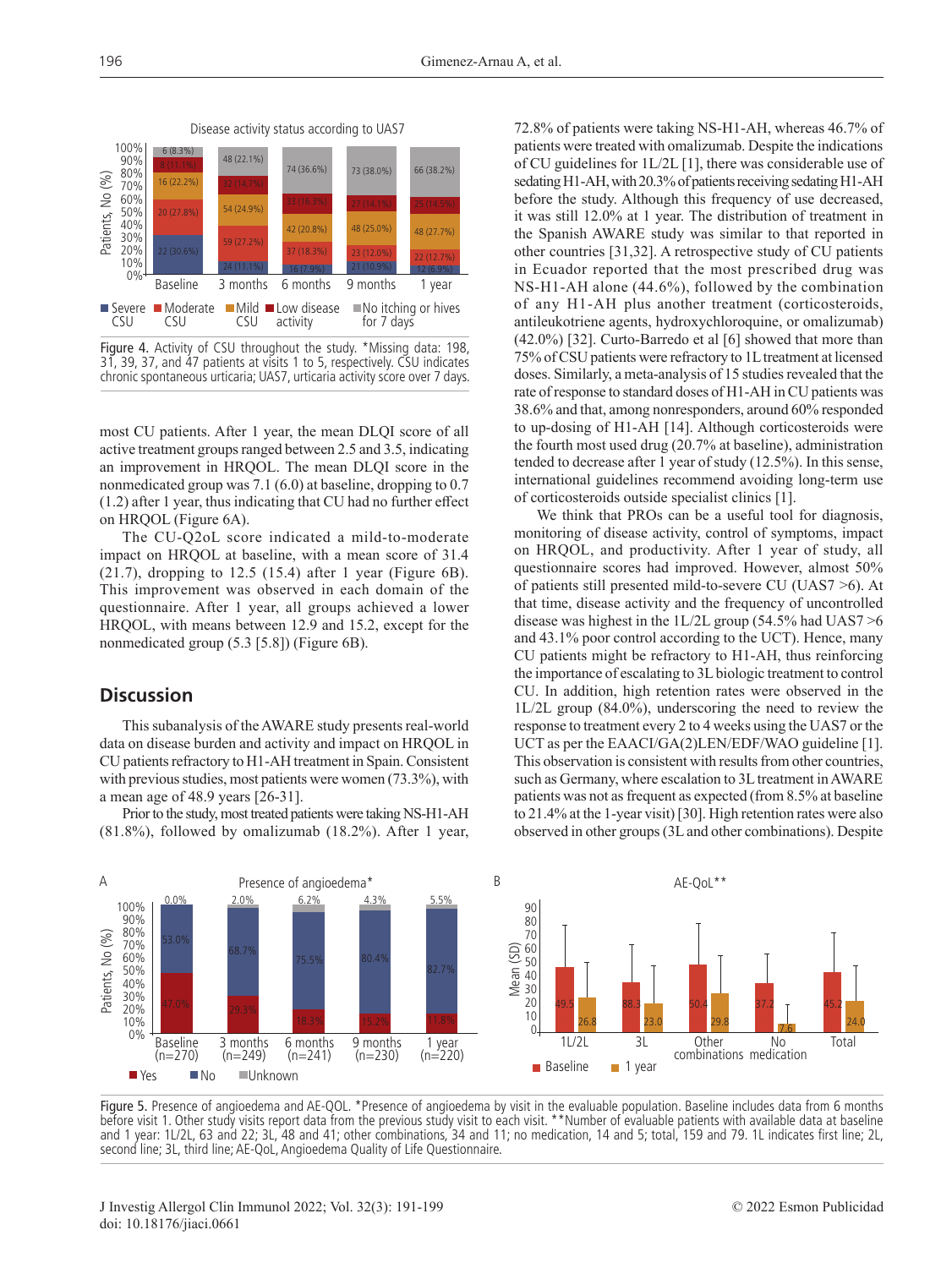Figure 4. Activity of CSU throughout the study. *Missing data: 198, 31, 39, 37, and 47 patients at visits 1 to 5, respectively. CSU indicates chronic spontaneous urticaria; UAS7, urticaria activity score over 7 days.

most CU patients. After 1 year, the mean DLQI score of all active treatment groups ranged between 2.5 and 3.5, indicating an improvement in HRQOL. The mean DLQI score in the nonmedicated group was 7.1 (6.0) at baseline, dropping to 0.7 (1.2) after 1 year, thus indicating that CU had no further effect on HRQOL (Figure 6A).

The CU-Q2oL score indicated a mild-to-moderate impact on HRQOL at baseline, with a mean score of 31.4 (21.7), dropping to 12.5 (15.4) after 1 year (Figure 6B). This improvement was observed in each domain of the questionnaire. After 1 year, all groups achieved a lower HRQOL, with means between 12.9 and 15.2, except for the nonmedicated group (5.3 [5.8]) (Figure 6B).

## Discussion

This subanalysis of the AWARE study presents real-world data on disease burden and activity and impact on HRQOL in CU patients refractory to H1-AH treatment in Spain. Consistent with previous studies, most patients were women (73.3%), with a mean age of 48.9 years [26-31].

Prior to the study, most treated patients were taking NS-H1-AH (81.8%), followed by omalizumab (18.2%). After 1 year, 72.8% of patients were taking NS-H1-AH, whereas 46.7% of patients were treated with omalizumab. Despite the indications of CU guidelines for 1L/2L [1], there was considerable use of sedating H1-AH, with 20.3% of patients receiving sedating H1-AH before the study. Although this frequency of use decreased, it was still 12.0% at 1 year. The distribution of treatment in the Spanish AWARE study was similar to that reported in other countries [31,32]. A retrospective study of CU patients in Ecuador reported that the most prescribed drug was NS-H1-AH alone (44.6%), followed by the combination of any H1-AH plus another treatment (corticosteroids, antileukotriene agents, hydroxychloroquine, or omalizumab) (42.0%) [32]. Curto-Barredo et al [6] showed that more than 75% of CSU patients were refractory to 1L treatment at licensed doses. Similarly, a meta-analysis of 15 studies revealed that the rate of response to standard doses of H1-AH in CU patients was 38.6% and that, among nonresponders, around 60% responded to up-dosing of H1-AH [14]. Although corticosteroids were the fourth most used drug (20.7% at baseline), administration tended to decrease after 1 year of study (12.5%). In this sense, international guidelines recommend avoiding long-term use of corticosteroids outside specialist clinics [1].

We think that PROs can be a useful tool for diagnosis, monitoring of disease activity, control of symptoms, impact on HRQOL, and productivity. After 1 year of study, all questionnaire scores had improved. However, almost 50% of patients still presented mild-to-severe CU (UAS7 >6). At that time, disease activity and the frequency of uncontrolled disease was highest in the 1L/2L group (54.5% had UAS7 >6 and 43.1% poor control according to the UCT). Hence, many CU patients might be refractory to H1-AH, thus reinforcing the importance of escalating to 3L biologic treatment to control CU. In addition, high retention rates were observed in the 1L/2L group (84.0%), underscoring the need to review the response to treatment every 2 to 4 weeks using the UAS7 or the UCT as per the EAACI/GA(2)LEN/EDF/WAO guideline [1]. This observation is consistent with results from other countries, such as Germany, where escalation to 3L treatment in AWARE patients was not as frequent as expected (from 8.5% at baseline to 21.4% at the 1-year visit) [30]. High retention rates were also observed in other groups (3L and other combinations). Despite

Figure 5. Presence of angioedema and AE-QOL. *Presence of angioedema by visit in the evaluable population. Baseline includes data from 6 months before visit 1. Other study visits report data from the previous study visit to each visit. **Number of evaluable patients with available data at baseline and 1 year: 1L/2L, 63 and 22; 3L, 48 and 41; other combinations, 34 and 11; no medication, 14 and 5; total, 159 and 79. 1L indicates first line; 2L, second line; 3L, third line; AE-QoL, Angioedema Quality of Life Questionnaire.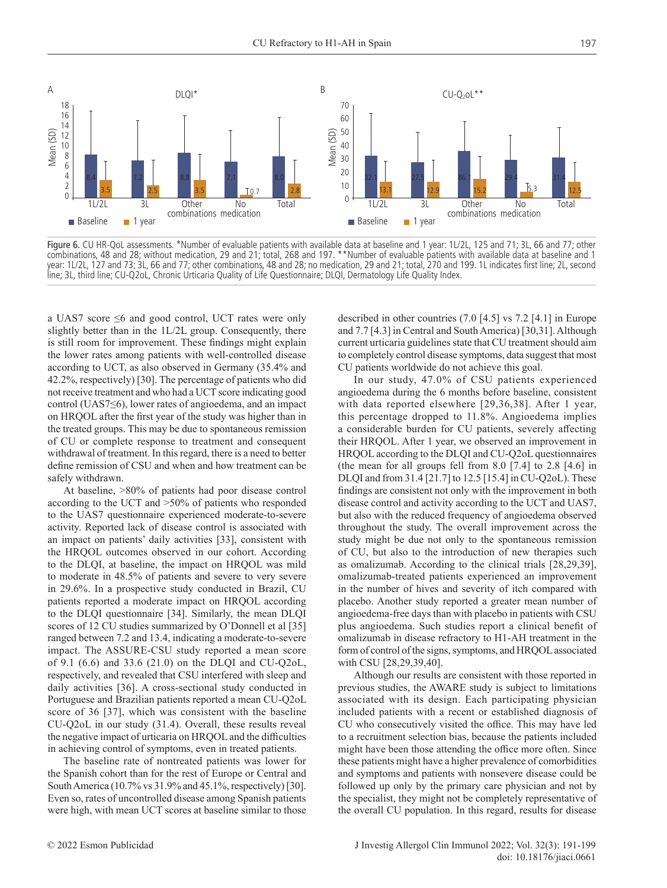Figure 6. CU HR-QoL assessments. *Number of evaluable patients with available data at baseline and 1 year: 1L/2L, 125 and 71; 3L, 66 and 77; other combinations, 48 and 28; without medication, 29 and 21; total, 268 and 197. **Number of evaluable patients with available data at baseline and 1 year: 1L/2L, 127 and 73; 3L, 66 and 77; other combinations, 48 and 28; no medication, 29 and 21; total, 270 and 199. 1L indicates first line; 2L, second line; 3L, third line; CU-Q2oL, Chronic Urticaria Quality of Life Questionnaire; DLQI, Dermatology Life Quality Index.

a UAS7 score ≤6 and good control, UCT rates were only slightly better than in the 1L/2L group. Consequently, there is still room for improvement. These findings might explain the lower rates among patients with well-controlled disease according to UCT, as also observed in Germany (35.4% and 42.2%, respectively) [30]. The percentage of patients who did not receive treatment and who had a UCT score indicating good control (UAS7≤6), lower rates of angioedema, and an impact on HRQOL after the first year of the study was higher than in the treated groups. This may be due to spontaneous remission of CU or complete response to treatment and consequent withdrawal of treatment. In this regard, there is a need to better define remission of CSU and when and how treatment can be safely withdrawn.

At baseline, >80% of patients had poor disease control according to the UCT and >50% of patients who responded to the UAS7 questionnaire experienced moderate-to-severe activity. Reported lack of disease control is associated with an impact on patients' daily activities [33], consistent with the HRQOL outcomes observed in our cohort. According to the DLQI, at baseline, the impact on HRQOL was mild to moderate in 48.5% of patients and severe to very severe in 29.6%. In a prospective study conducted in Brazil, CU patients reported a moderate impact on HRQOL according to the DLQI questionnaire [34]. Similarly, the mean DLQI scores of 12 CU studies summarized by O'Donnell et al [35] ranged between 7.2 and 13.4, indicating a moderate-to-severe impact. The ASSURE-CSU study reported a mean score of 9.1 (6.6) and 33.6 (21.0) on the DLQI and CU-Q2oL, respectively, and revealed that CSU interfered with sleep and daily activities [36]. A cross-sectional study conducted in Portuguese and Brazilian patients reported a mean CU-Q2oL score of 36 [37], which was consistent with the baseline CU-Q2oL in our study (31.4). Overall, these results reveal the negative impact of urticaria on HRQOL and the difficulties in achieving control of symptoms, even in treated patients.

The baseline rate of nontreated patients was lower for the Spanish cohort than for the rest of Europe or Central and South America (10.7% vs 31.9% and 45.1%, respectively) [30]. Even so, rates of uncontrolled disease among Spanish patients were high, with mean UCT scores at baseline similar to those described in other countries (7.0 [4.5] vs 7.2 [4.1] in Europe and 7.7 [4.3] in Central and South America) [30,31]. Although current urticaria guidelines state that CU treatment should aim to completely control disease symptoms, data suggest that most CU patients worldwide do not achieve this goal.

In our study, 47.0% of CSU patients experienced angioedema during the 6 months before baseline, consistent with data reported elsewhere [29,36,38]. After 1 year, this percentage dropped to 11.8%. Angioedema implies a considerable burden for CU patients, severely affecting their HRQOL. After 1 year, we observed an improvement in HRQOL according to the DLQI and CU-Q2oL questionnaires (the mean for all groups fell from 8.0 [7.4] to 2.8 [4.6] in DLQI and from 31.4 [21.7] to 12.5 [15.4] in CU-Q2oL). These findings are consistent not only with the improvement in both disease control and activity according to the UCT and UAS7, but also with the reduced frequency of angioedema observed throughout the study. The overall improvement across the study might be due not only to the spontaneous remission of CU, but also to the introduction of new therapies such as omalizumab. According to the clinical trials [28,29,39], omalizumab-treated patients experienced an improvement in the number of hives and severity of itch compared with placebo. Another study reported a greater mean number of angioedema-free days than with placebo in patients with CSU plus angioedema. Such studies report a clinical benefit of omalizumab in disease refractory to H1-AH treatment in the form of control of the signs, symptoms, and HRQOL associated with CSU [28,29,39,40].

Although our results are consistent with those reported in previous studies, the AWARE study is subject to limitations associated with its design. Each participating physician included patients with a recent or established diagnosis of CU who consecutively visited the office. This may have led to a recruitment selection bias, because the patients included might have been those attending the office more often. Since these patients might have a higher prevalence of comorbidities and symptoms and patients with nonsevere disease could be followed up only by the primary care physician and not by the specialist, they might not be completely representative of the overall CU population. In this regard, results for disease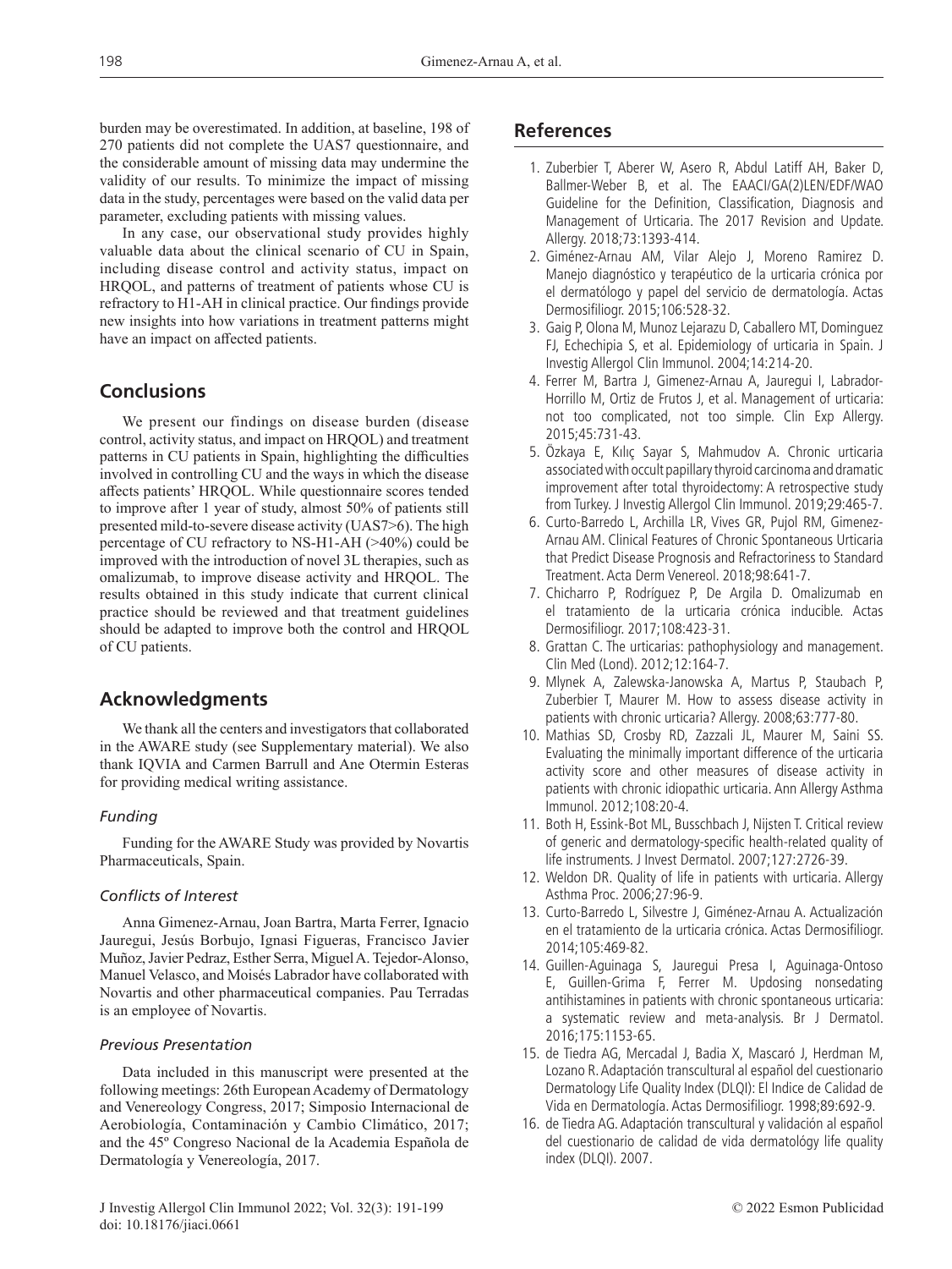burden may be overestimated. In addition, at baseline, 198 of 270 patients did not complete the UAS7 questionnaire, and the considerable amount of missing data may undermine the validity of our results. To minimize the impact of missing data in the study, percentages were based on the valid data per parameter, excluding patients with missing values.

In any case, our observational study provides highly valuable data about the clinical scenario of CU in Spain, including disease control and activity status, impact on HRQOL, and patterns of treatment of patients whose CU is refractory to H1-AH in clinical practice. Our findings provide new insights into how variations in treatment patterns might have an impact on affected patients.

## Conclusions

We present our findings on disease burden (disease control, activity status, and impact on HRQOL) and treatment patterns in CU patients in Spain, highlighting the difficulties involved in controlling CU and the ways in which the disease affects patients' HRQOL. While questionnaire scores tended to improve after 1 year of study, almost 50% of patients still presented mild-to-severe disease activity (UAS7>6). The high percentage of CU refractory to NS-H1-AH (>40%) could be improved with the introduction of novel 3L therapies, such as omalizumab, to improve disease activity and HRQOL. The results obtained in this study indicate that current clinical practice should be reviewed and that treatment guidelines should be adapted to improve both the control and HRQOL of CU patients.

## Acknowledgments

We thank all the centers and investigators that collaborated in the AWARE study (see Supplementary material). We also thank IQVIA and Carmen Barrull and Ane Otermin Esteras for providing medical writing assistance.

### *Funding*

Funding for the AWARE Study was provided by Novartis Pharmaceuticals, Spain.

### *Conflicts of Interest*

Anna Gimenez-Arnau, Joan Bartra, Marta Ferrer, Ignacio Jauregui, Jesús Borbujo, Ignasi Figueras, Francisco Javier Muñoz, Javier Pedraz, Esther Serra, Miguel A. Tejedor-Alonso, Manuel Velasco, and Moisés Labrador have collaborated with Novartis and other pharmaceutical companies. Pau Terradas is an employee of Novartis.

### *Previous Presentation*

Data included in this manuscript were presented at the following meetings: 26th European Academy of Dermatology and Venereology Congress, 2017; Simposio Internacional de Aerobiología, Contaminación y Cambio Climático, 2017; and the 45º Congreso Nacional de la Academia Española de Dermatología y Venereología, 2017.

## References

1. Zuberbier T, Aberer W, Asero R, Abdul Latiff AH, Baker D, Ballmer-Weber B, et al. The EAACI/GA(2)LEN/EDF/WAO Guideline for the Definition, Classification, Diagnosis and Management of Urticaria. The 2017 Revision and Update. Allergy. 2018;73:1393-414.
2. Giménez-Arnau AM, Vilar Alejo J, Moreno Ramirez D. Manejo diagnóstico y terapéutico de la urticaria crónica por el dermatólogo y papel del servicio de dermatología. Actas Dermosifiliogr. 2015;106:528-32.
3. Gaig P, Olona M, Munoz Lejarazu D, Caballero MT, Dominguez FJ, Echechipia S, et al. Epidemiology of urticaria in Spain. J Investig Allergol Clin Immunol. 2004;14:214-20.
4. Ferrer M, Bartra J, Gimenez-Arnau A, Jauregui I, Labrador-Horrillo M, Ortiz de Frutos J, et al. Management of urticaria: not too complicated, not too simple. Clin Exp Allergy. 2015;45:731-43.
5. Özkaya E, Kılıç Sayar S, Mahmudov A. Chronic urticaria associated with occult papillary thyroid carcinoma and dramatic improvement after total thyroidectomy: A retrospective study from Turkey. J Investig Allergol Clin Immunol. 2019;29:465-7.
6. Curto-Barredo L, Archilla LR, Vives GR, Pujol RM, Gimenez-Arnau AM. Clinical Features of Chronic Spontaneous Urticaria that Predict Disease Prognosis and Refractoriness to Standard Treatment. Acta Derm Venereol. 2018;98:641-7.
7. Chicharro P, Rodríguez P, De Argila D. Omalizumab en el tratamiento de la urticaria crónica inducible. Actas Dermosifiliogr. 2017;108:423-31.
8. Grattan C. The urticarias: pathophysiology and management. Clin Med (Lond). 2012;12:164-7.
9. Mlynek A, Zalewska-Janowska A, Martus P, Staubach P, Zuberbier T, Maurer M. How to assess disease activity in patients with chronic urticaria? Allergy. 2008;63:777-80.
10. Mathias SD, Crosby RD, Zazzali JL, Maurer M, Saini SS. Evaluating the minimally important difference of the urticaria activity score and other measures of disease activity in patients with chronic idiopathic urticaria. Ann Allergy Asthma Immunol. 2012;108:20-4.
11. Both H, Essink-Bot ML, Busschbach J, Nijsten T. Critical review of generic and dermatology-specific health-related quality of life instruments. J Invest Dermatol. 2007;127:2726-39.
12. Weldon DR. Quality of life in patients with urticaria. Allergy Asthma Proc. 2006;27:96-9.
13. Curto-Barredo L, Silvestre J, Giménez-Arnau A. Actualización en el tratamiento de la urticaria crónica. Actas Dermosifiliogr. 2014;105:469-82.
14. Guillen-Aguinaga S, Jauregui Presa I, Aguinaga-Ontoso E, Guillen-Grima F, Ferrer M. Updosing nonsedating antihistamines in patients with chronic spontaneous urticaria: a systematic review and meta-analysis. Br J Dermatol. 2016;175:1153-65.
15. de Tiedra AG, Mercadal J, Badia X, Mascaró J, Herdman M, Lozano R. Adaptación transcultural al español del cuestionario Dermatology Life Quality Index (DLQI): El Indice de Calidad de Vida en Dermatología. Actas Dermosifiliogr. 1998;89:692-9.
16. de Tiedra AG. Adaptación transcultural y validación al español del cuestionario de calidad de vida dermatológy life quality index (DLQI). 2007.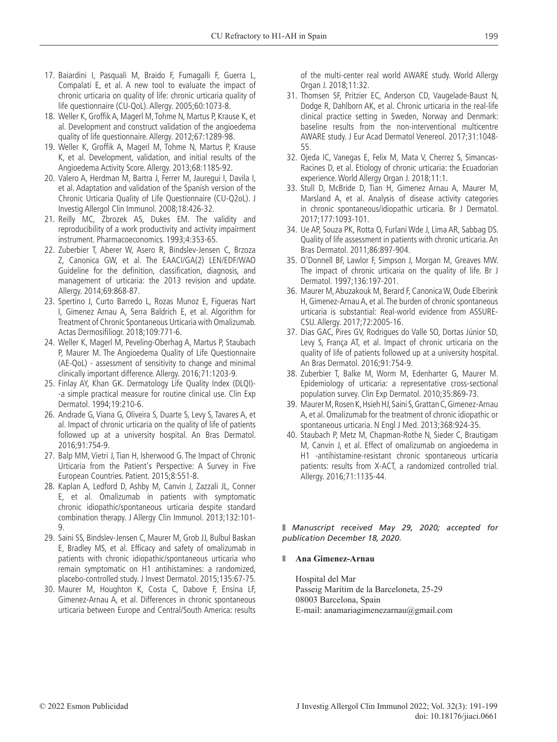17. Baiardini I, Pasquali M, Braido F, Fumagalli F, Guerra L, Compalati E, et al. A new tool to evaluate the impact of chronic urticaria on quality of life: chronic urticaria quality of life questionnaire (CU-QoL). Allergy. 2005;60:1073-8.
18. Weller K, Groffik A, Magerl M, Tohme N, Martus P, Krause K, et al. Development and construct validation of the angioedema quality of life questionnaire. Allergy. 2012;67:1289-98.
19. Weller K, Groffik A, Magerl M, Tohme N, Martus P, Krause K, et al. Development, validation, and initial results of the Angioedema Activity Score. Allergy. 2013;68:1185-92.
20. Valero A, Herdman M, Bartra J, Ferrer M, Jauregui I, Davila I, et al. Adaptation and validation of the Spanish version of the Chronic Urticaria Quality of Life Questionnaire (CU-Q2oL). J Investig Allergol Clin Immunol. 2008;18:426-32.
21. Reilly MC, Zbrozek AS, Dukes EM. The validity and reproducibility of a work productivity and activity impairment instrument. Pharmacoeconomics. 1993;4:353-65.
22. Zuberbier T, Aberer W, Asero R, Bindslev-Jensen C, Brzoza Z, Canonica GW, et al. The EAACI/GA(2) LEN/EDF/WAO Guideline for the definition, classification, diagnosis, and management of urticaria: the 2013 revision and update. Allergy. 2014;69:868-87.
23. Spertino J, Curto Barredo L, Rozas Munoz E, Figueras Nart I, Gimenez Arnau A, Serra Baldrich E, et al. Algorithm for Treatment of Chronic Spontaneous Urticaria with Omalizumab. Actas Dermosifiliogr. 2018;109:771-6.
24. Weller K, Magerl M, Peveling-Oberhag A, Martus P, Staubach P, Maurer M. The Angioedema Quality of Life Questionnaire (AE-QoL) - assessment of sensitivity to change and minimal clinically important difference. Allergy. 2016;71:1203-9.
25. Finlay AY, Khan GK. Dermatology Life Quality Index (DLQI)--a simple practical measure for routine clinical use. Clin Exp Dermatol. 1994;19:210-6.
26. Andrade G, Viana G, Oliveira S, Duarte S, Levy S, Tavares A, et al. Impact of chronic urticaria on the quality of life of patients followed up at a university hospital. An Bras Dermatol. 2016;91:754-9.
27. Balp MM, Vietri J, Tian H, Isherwood G. The Impact of Chronic Urticaria from the Patient's Perspective: A Survey in Five European Countries. Patient. 2015;8:551-8.
28. Kaplan A, Ledford D, Ashby M, Canvin J, Zazzali JL, Conner E, et al. Omalizumab in patients with symptomatic chronic idiopathic/spontaneous urticaria despite standard combination therapy. J Allergy Clin Immunol. 2013;132:101-9.
29. Saini SS, Bindslev-Jensen C, Maurer M, Grob JJ, Bulbul Baskan E, Bradley MS, et al. Efficacy and safety of omalizumab in patients with chronic idiopathic/spontaneous urticaria who remain symptomatic on H1 antihistamines: a randomized, placebo-controlled study. J Invest Dermatol. 2015;135:67-75.
30. Maurer M, Houghton K, Costa C, Dabove F, Ensina LF, Gimenez-Arnau A, et al. Differences in chronic spontaneous urticaria between Europe and Central/South America: results of the multi-center real world AWARE study. World Allergy Organ J. 2018;11:32.
31. Thomsen SF, Pritzier EC, Anderson CD, Vaugelade-Baust N, Dodge R, Dahlborn AK, et al. Chronic urticaria in the real-life clinical practice setting in Sweden, Norway and Denmark: baseline results from the non-interventional multicentre AWARE study. J Eur Acad Dermatol Venereol. 2017;31:1048-55.
32. Ojeda IC, Vanegas E, Felix M, Mata V, Cherrez S, Simancas-Racines D, et al. Etiology of chronic urticaria: the Ecuadorian experience. World Allergy Organ J. 2018;11:1.
33. Stull D, McBride D, Tian H, Gimenez Arnau A, Maurer M, Marsland A, et al. Analysis of disease activity categories in chronic spontaneous/idiopathic urticaria. Br J Dermatol. 2017;177:1093-101.
34. Ue AP, Souza PK, Rotta O, Furlani Wde J, Lima AR, Sabbag DS. Quality of life assessment in patients with chronic urticaria. An Bras Dermatol. 2011;86:897-904.
35. O'Donnell BF, Lawlor F, Simpson J, Morgan M, Greaves MW. The impact of chronic urticaria on the quality of life. Br J Dermatol. 1997;136:197-201.
36. Maurer M, Abuzakouk M, Berard F, Canonica W, Oude Elberink H, Gimenez-Arnau A, et al. The burden of chronic spontaneous urticaria is substantial: Real-world evidence from ASSURE-CSU. Allergy. 2017;72:2005-16.
37. Dias GAC, Pires GV, Rodrigues do Valle SO, Dortas Júnior SD, Levy S, França AT, et al. Impact of chronic urticaria on the quality of life of patients followed up at a university hospital. An Bras Dermatol. 2016;91:754-9.
38. Zuberbier T, Balke M, Worm M, Edenharter G, Maurer M. Epidemiology of urticaria: a representative cross-sectional population survey. Clin Exp Dermatol. 2010;35:869-73.
39. Maurer M, Rosen K, Hsieh HJ, Saini S, Grattan C, Gimenez-Arnau A, et al. Omalizumab for the treatment of chronic idiopathic or spontaneous urticaria. N Engl J Med. 2013;368:924-35.
40. Staubach P, Metz M, Chapman-Rothe N, Sieder C, Brautigam M, Canvin J, et al. Effect of omalizumab on angioedema in H1 -antihistamine-resistant chronic spontaneous urticaria patients: results from X-ACT, a randomized controlled trial. Allergy. 2016;71:1135-44.

*Manuscript received May 29, 2020; accepted for publication December 18, 2020.*

**Ana Gimenez-Arnau**

Hospital del Mar
Passeig Marítim de la Barceloneta, 25-29
08003 Barcelona, Spain
E-mail: anamariagimenezarnau@gmail.com